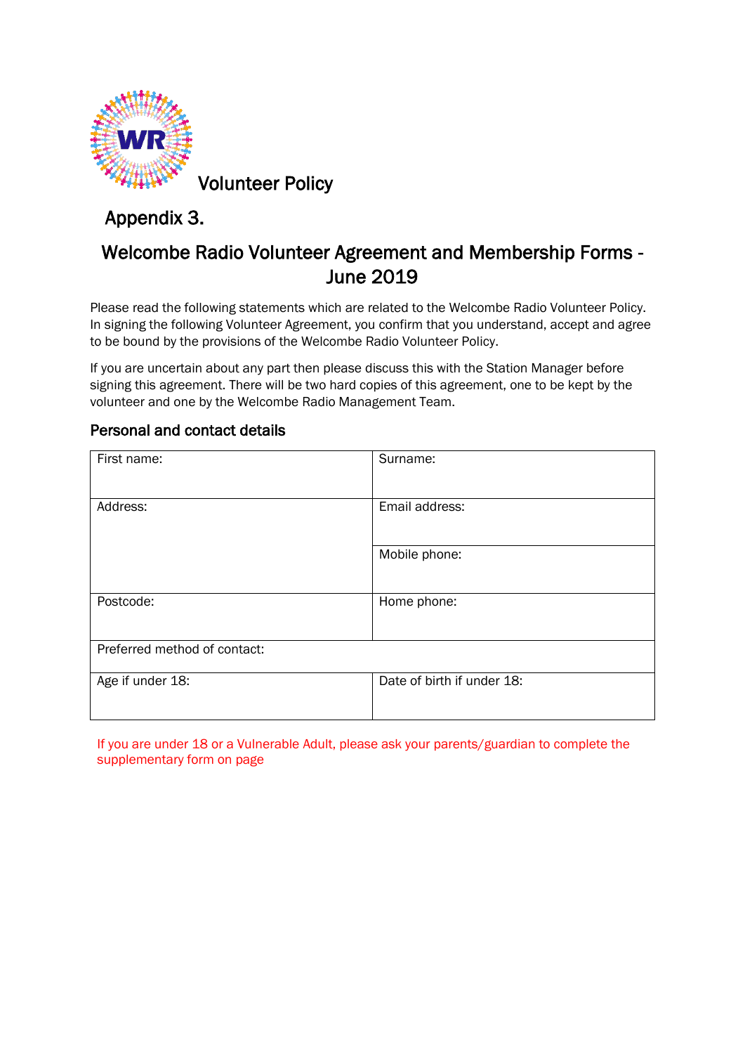Volunteer Policy

## Appendix 3.

# Welcombe Radio Volunteer Agreement and Membership Forms - June 2019

Please read the following statements which are related to the Welcombe Radio Volunteer Policy. In signing the following Volunteer Agreement, you confirm that you understand, accept and agree to be bound by the provisions of the Welcombe Radio Volunteer Policy.

If you are uncertain about any part then please discuss this with the Station Manager before signing this agreement. There will be two hard copies of this agreement, one to be kept by the volunteer and one by the Welcombe Radio Management Team.

### Personal and contact details

| First name: | Surname: |
|---|---|
| Address: | Email address: |
| | Mobile phone: |
| Postcode: | Home phone: |
| Preferred method of contact: | |
| Age if under 18: | Date of birth if under 18: |

If you are under 18 or a Vulnerable Adult, please ask your parents/guardian to complete the supplementary form on page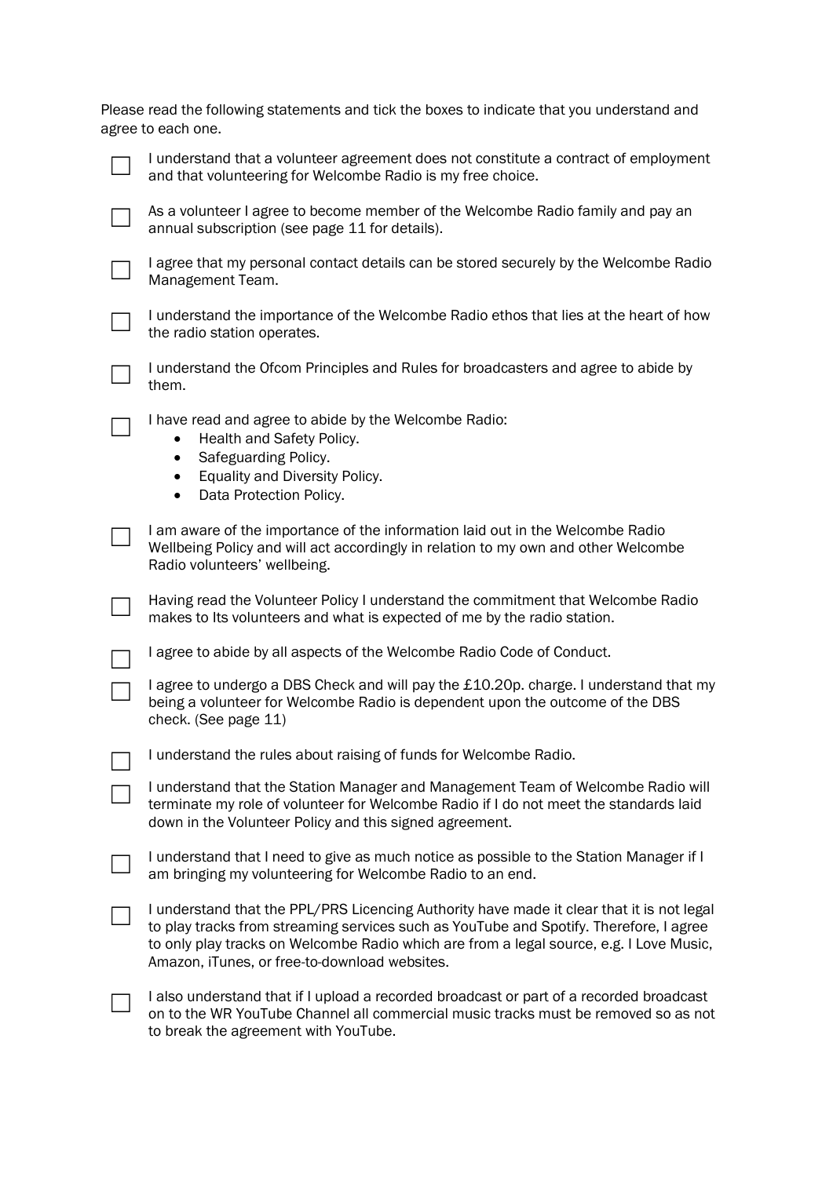Please read the following statements and tick the boxes to indicate that you understand and agree to each one.

- ☐ I understand that a volunteer agreement does not constitute a contract of employment and that volunteering for Welcombe Radio is my free choice.
- ☐ As a volunteer I agree to become member of the Welcombe Radio family and pay an annual subscription (see page 11 for details).
- ☐ I agree that my personal contact details can be stored securely by the Welcombe Radio Management Team.
- ☐ I understand the importance of the Welcombe Radio ethos that lies at the heart of how the radio station operates.
- ☐ I understand the Ofcom Principles and Rules for broadcasters and agree to abide by them.
- ☐ I have read and agree to abide by the Welcombe Radio:
  - Health and Safety Policy.
  - Safeguarding Policy.
  - Equality and Diversity Policy.
  - Data Protection Policy.
- ☐ I am aware of the importance of the information laid out in the Welcombe Radio Wellbeing Policy and will act accordingly in relation to my own and other Welcombe Radio volunteers' wellbeing.
- ☐ Having read the Volunteer Policy I understand the commitment that Welcombe Radio makes to Its volunteers and what is expected of me by the radio station.
- ☐ I agree to abide by all aspects of the Welcombe Radio Code of Conduct.
- ☐ I agree to undergo a DBS Check and will pay the £10.20p. charge. I understand that my being a volunteer for Welcombe Radio is dependent upon the outcome of the DBS check. (See page 11)
- ☐ I understand the rules about raising of funds for Welcombe Radio.
- ☐ I understand that the Station Manager and Management Team of Welcombe Radio will terminate my role of volunteer for Welcombe Radio if I do not meet the standards laid down in the Volunteer Policy and this signed agreement.
- ☐ I understand that I need to give as much notice as possible to the Station Manager if I am bringing my volunteering for Welcombe Radio to an end.
- ☐ I understand that the PPL/PRS Licencing Authority have made it clear that it is not legal to play tracks from streaming services such as YouTube and Spotify. Therefore, I agree to only play tracks on Welcombe Radio which are from a legal source, e.g. I Love Music, Amazon, iTunes, or free-to-download websites.
- ☐ I also understand that if I upload a recorded broadcast or part of a recorded broadcast on to the WR YouTube Channel all commercial music tracks must be removed so as not to break the agreement with YouTube.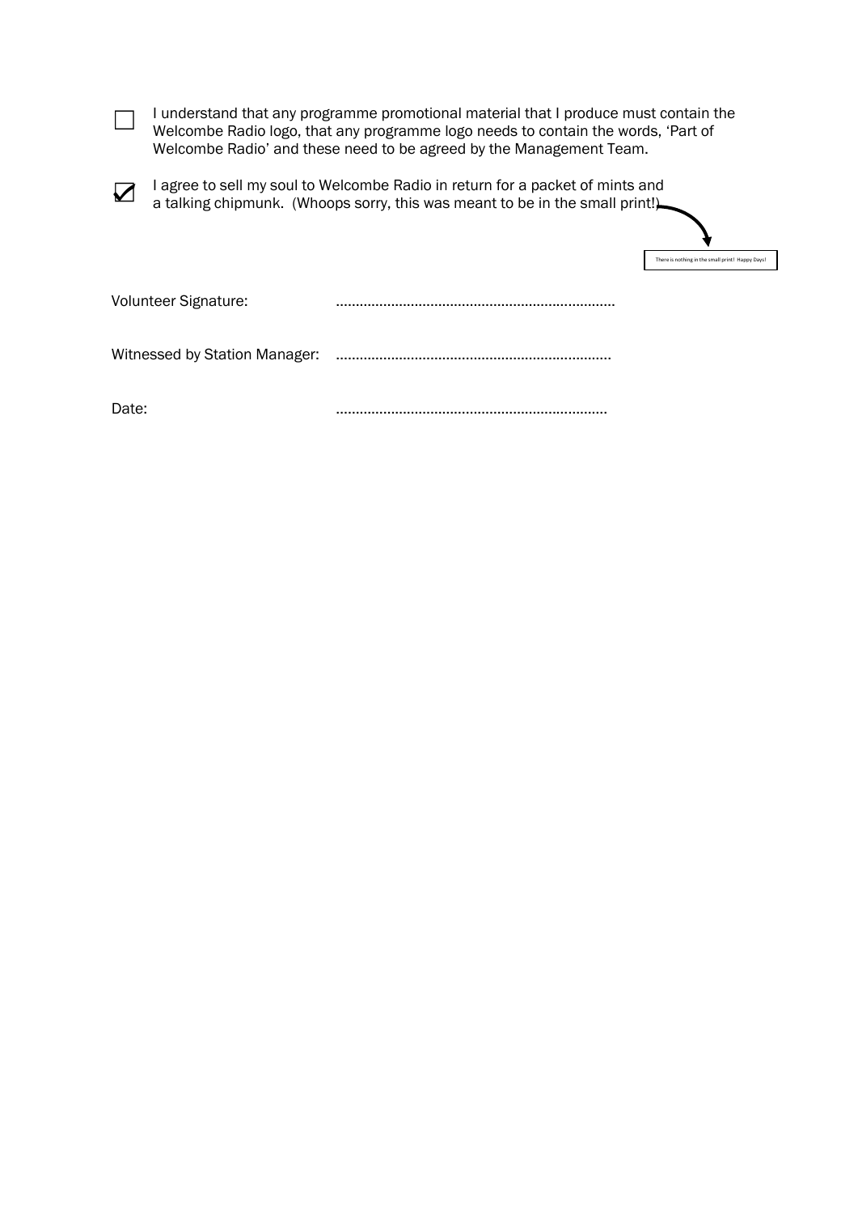- [ ] I understand that any programme promotional material that I produce must contain the Welcombe Radio logo, that any programme logo needs to contain the words, 'Part of Welcombe Radio' and these need to be agreed by the Management Team.

- [x] I agree to sell my soul to Welcombe Radio in return for a packet of mints and a talking chipmunk. (Whoops sorry, this was meant to be in the small print!)

There is nothing in the small print! Happy Days!

Volunteer Signature: ......................................................................

Witnessed by Station Manager: ......................................................................

Date: ......................................................................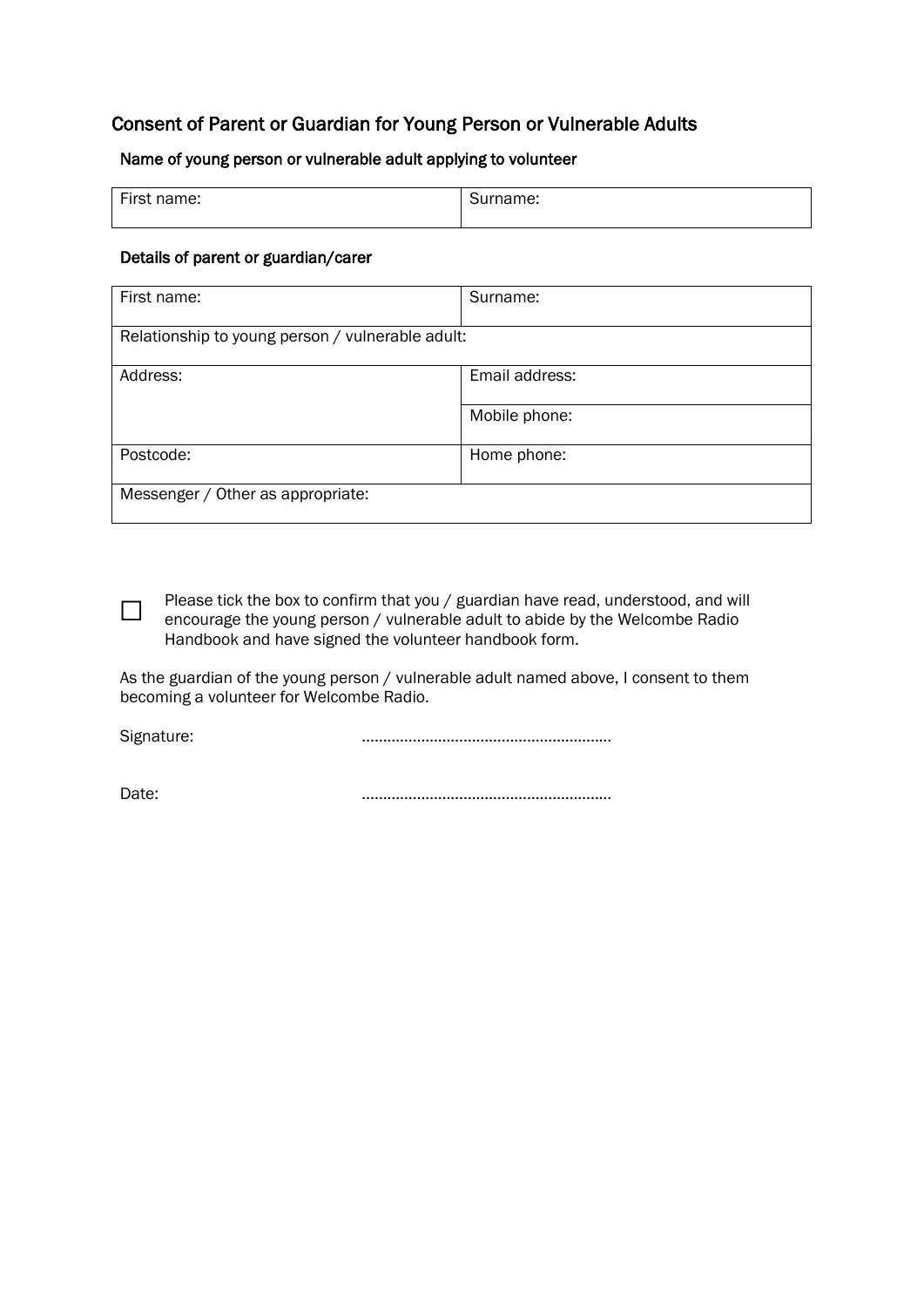## Consent of Parent or Guardian for Young Person or Vulnerable Adults

### Name of young person or vulnerable adult applying to volunteer

| First name: | Surname: |
| --- | --- |

### Details of parent or guardian/carer

| First name: | Surname: |
| --- | --- |
| Relationship to young person / vulnerable adult: | |
| Address: | Email address: |
| | Mobile phone: |
| Postcode: | Home phone: |
| Messenger / Other as appropriate: | |

☐ Please tick the box to confirm that you / guardian have read, understood, and will encourage the young person / vulnerable adult to abide by the Welcombe Radio Handbook and have signed the volunteer handbook form.

As the guardian of the young person / vulnerable adult named above, I consent to them becoming a volunteer for Welcombe Radio.

Signature: ………………………………………………….

Date: ………………………………………………….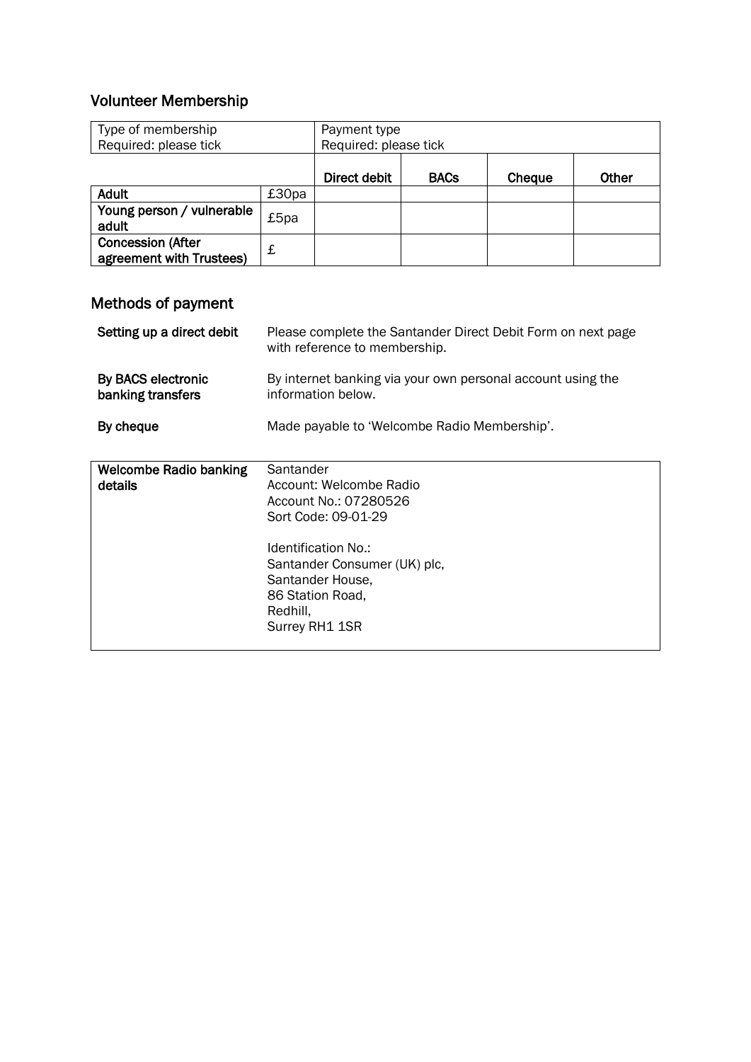## Volunteer Membership

| Type of membership Required: please tick | | Payment type Required: please tick | | | |
|---|---|---|---|---|---|
| | | **Direct debit** | **BACs** | **Cheque** | **Other** |
| **Adult** | £30pa | | | | |
| **Young person / vulnerable adult** | £5pa | | | | |
| **Concession (After agreement with Trustees)** | £ | | | | |

## Methods of payment

**Setting up a direct debit** — Please complete the Santander Direct Debit Form on next page with reference to membership.

**By BACS electronic banking transfers** — By internet banking via your own personal account using the information below.

**By cheque** — Made payable to 'Welcombe Radio Membership'.

| **Welcombe Radio banking details** | Santander<br>Account: Welcombe Radio<br>Account No.: 07280526<br>Sort Code: 09-01-29<br><br>Identification No.:<br>Santander Consumer (UK) plc,<br>Santander House,<br>86 Station Road,<br>Redhill,<br>Surrey RH1 1SR |
|---|---|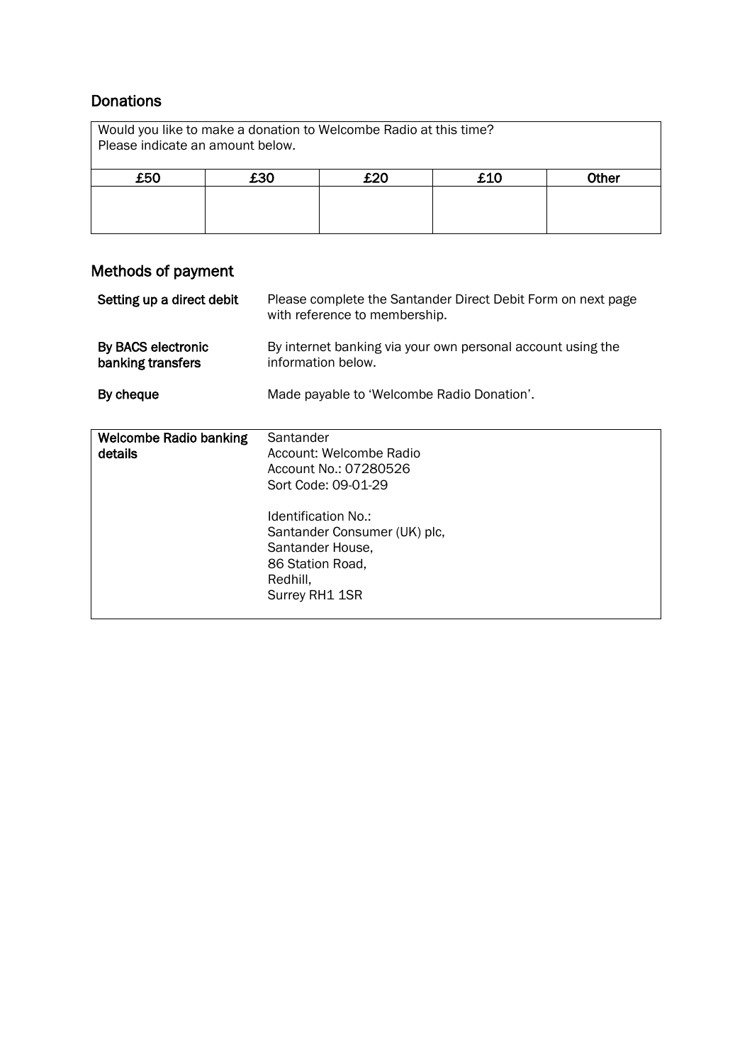## Donations

| Would you like to make a donation to Welcombe Radio at this time? Please indicate an amount below. | | | | |
|---|---|---|---|---|
| **£50** | **£30** | **£20** | **£10** | **Other** |
| | | | | |

## Methods of payment

| | |
|---|---|
| **Setting up a direct debit** | Please complete the Santander Direct Debit Form on next page with reference to membership. |
| **By BACS electronic banking transfers** | By internet banking via your own personal account using the information below. |
| **By cheque** | Made payable to 'Welcombe Radio Donation'. |

| | |
|---|---|
| **Welcombe Radio banking details** | Santander<br>Account: Welcombe Radio<br>Account No.: 07280526<br>Sort Code: 09-01-29<br><br>Identification No.:<br>Santander Consumer (UK) plc,<br>Santander House,<br>86 Station Road,<br>Redhill,<br>Surrey RH1 1SR |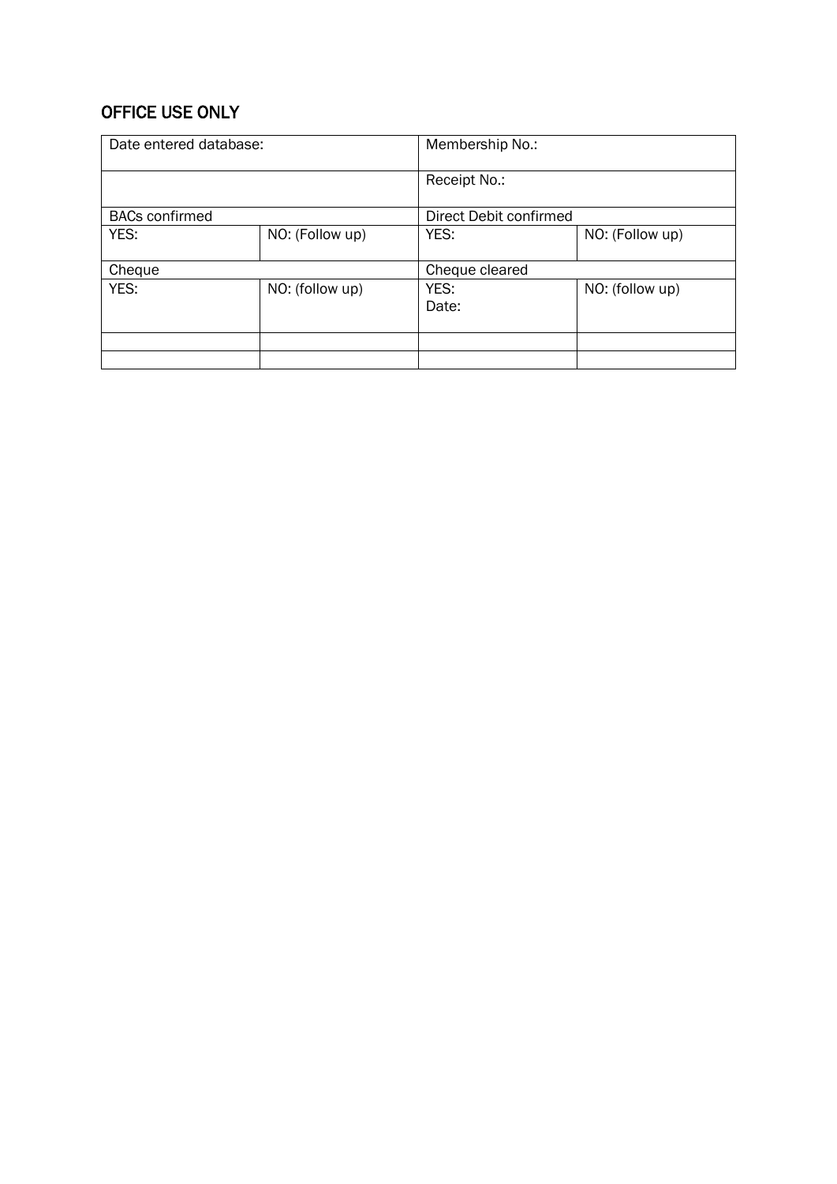## OFFICE USE ONLY

| | | | |
|---|---|---|---|
| Date entered database: | | Membership No.: | |
| | | Receipt No.: | |
| BACs confirmed | | Direct Debit confirmed | |
| YES: | NO: (Follow up) | YES: | NO: (Follow up) |
| Cheque | | Cheque cleared | |
| YES: | NO: (follow up) | YES:<br>Date: | NO: (follow up) |
| | | | |
| | | | |